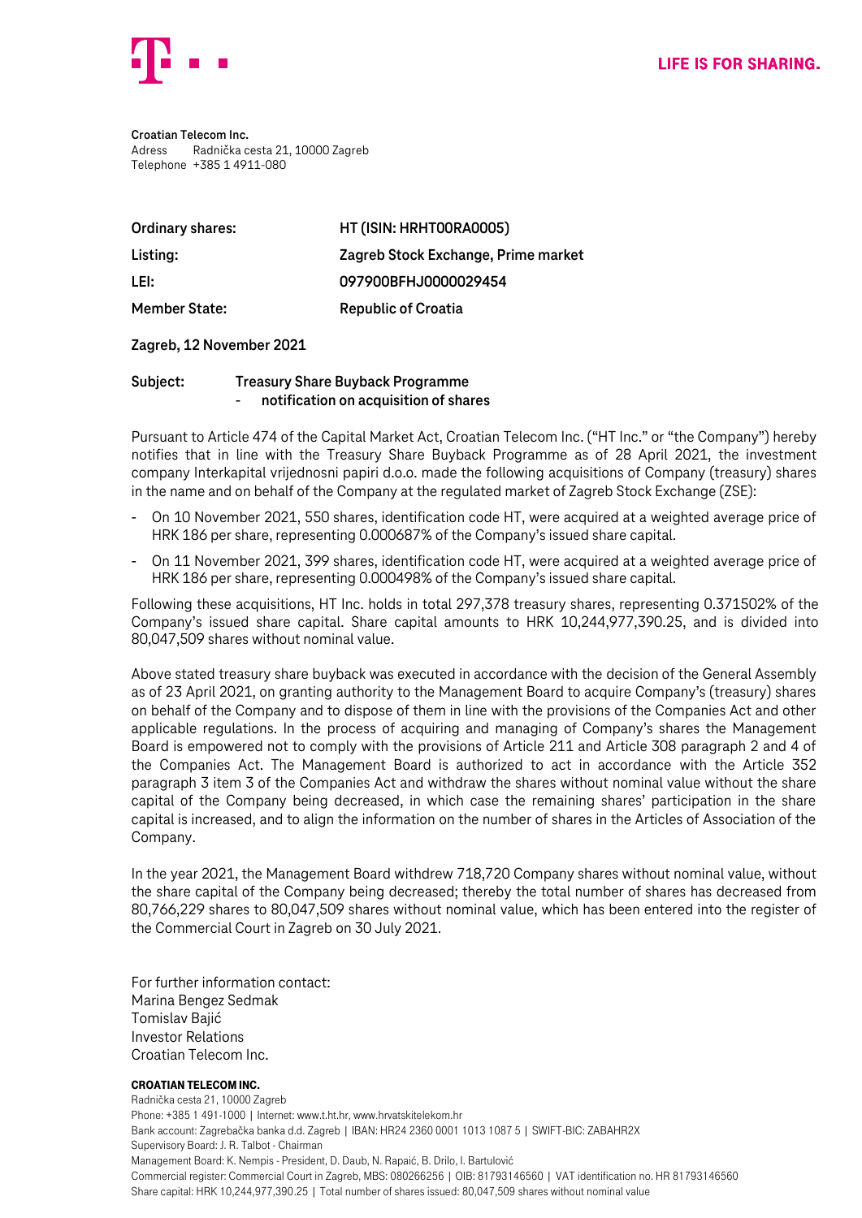**LIFE IS FOR SHARING.**

**Croatian Telecom Inc.**
Adress Radnička cesta 21, 10000 Zagreb
Telephone +385 1 4911-080

| | |
|---|---|
| **Ordinary shares:** | **HT (ISIN: HRHT00RA0005)** |
| **Listing:** | **Zagreb Stock Exchange, Prime market** |
| **LEI:** | **097900BFHJ0000029454** |
| **Member State:** | **Republic of Croatia** |

**Zagreb, 12 November 2021**

**Subject: Treasury Share Buyback Programme**
**- notification on acquisition of shares**

Pursuant to Article 474 of the Capital Market Act, Croatian Telecom Inc. ("HT Inc." or "the Company") hereby notifies that in line with the Treasury Share Buyback Programme as of 28 April 2021, the investment company Interkapital vrijednosni papiri d.o.o. made the following acquisitions of Company (treasury) shares in the name and on behalf of the Company at the regulated market of Zagreb Stock Exchange (ZSE):

- On 10 November 2021, 550 shares, identification code HT, were acquired at a weighted average price of HRK 186 per share, representing 0.000687% of the Company's issued share capital.
- On 11 November 2021, 399 shares, identification code HT, were acquired at a weighted average price of HRK 186 per share, representing 0.000498% of the Company's issued share capital.

Following these acquisitions, HT Inc. holds in total 297,378 treasury shares, representing 0.371502% of the Company's issued share capital. Share capital amounts to HRK 10,244,977,390.25, and is divided into 80,047,509 shares without nominal value.

Above stated treasury share buyback was executed in accordance with the decision of the General Assembly as of 23 April 2021, on granting authority to the Management Board to acquire Company's (treasury) shares on behalf of the Company and to dispose of them in line with the provisions of the Companies Act and other applicable regulations. In the process of acquiring and managing of Company's shares the Management Board is empowered not to comply with the provisions of Article 211 and Article 308 paragraph 2 and 4 of the Companies Act. The Management Board is authorized to act in accordance with the Article 352 paragraph 3 item 3 of the Companies Act and withdraw the shares without nominal value without the share capital of the Company being decreased, in which case the remaining shares' participation in the share capital is increased, and to align the information on the number of shares in the Articles of Association of the Company.

In the year 2021, the Management Board withdrew 718,720 Company shares without nominal value, without the share capital of the Company being decreased; thereby the total number of shares has decreased from 80,766,229 shares to 80,047,509 shares without nominal value, which has been entered into the register of the Commercial Court in Zagreb on 30 July 2021.

For further information contact:
Marina Bengez Sedmak
Tomislav Bajić
Investor Relations
Croatian Telecom Inc.

**CROATIAN TELECOM INC.**
Radnička cesta 21, 10000 Zagreb
Phone: +385 1 491-1000 | Internet: www.t.ht.hr, www.hrvatskitelekom.hr
Bank account: Zagrebačka banka d.d. Zagreb | IBAN: HR24 2360 0001 1013 1087 5 | SWIFT-BIC: ZABAHR2X
Supervisory Board: J. R. Talbot - Chairman
Management Board: K. Nempis - President, D. Daub, N. Rapaić, B. Drilo, I. Bartulović
Commercial register: Commercial Court in Zagreb, MBS: 080266256 | OIB: 81793146560 | VAT identification no. HR 81793146560
Share capital: HRK 10,244,977,390.25 | Total number of shares issued: 80,047,509 shares without nominal value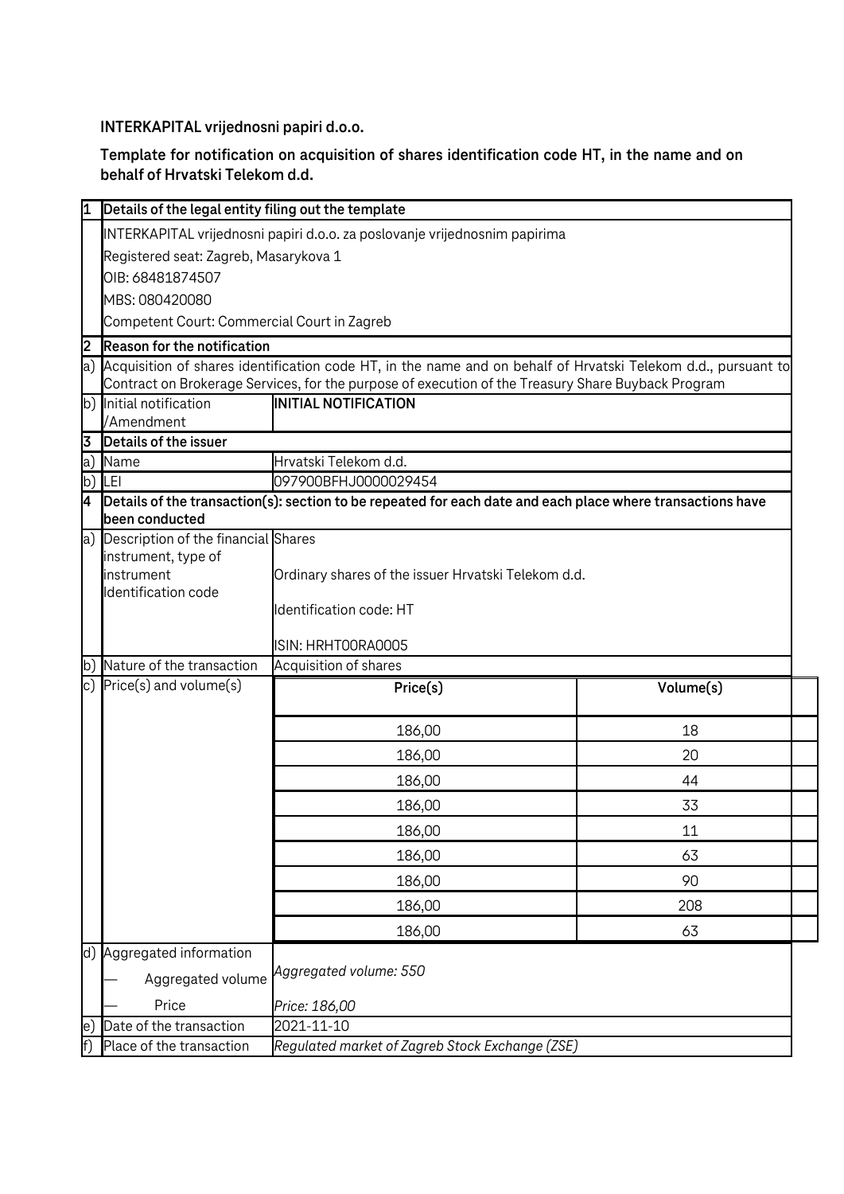**INTERKAPITAL vrijednosni papiri d.o.o.**

**Template for notification on acquisition of shares identification code HT, in the name and on behalf of Hrvatski Telekom d.d.**

| | | | |
|---|---|---|---|
| **1** | **Details of the legal entity filing out the template** | | |
| | INTERKAPITAL vrijednosni papiri d.o.o. za poslovanje vrijednosnim papirima<br>Registered seat: Zagreb, Masarykova 1<br>OIB: 68481874507<br>MBS: 080420080<br>Competent Court: Commercial Court in Zagreb | | |
| **2** | **Reason for the notification** | | |
| a) | Acquisition of shares identification code HT, in the name and on behalf of Hrvatski Telekom d.d., pursuant to Contract on Brokerage Services, for the purpose of execution of the Treasury Share Buyback Program | | |
| b) | Initial notification /Amendment | **INITIAL NOTIFICATION** | |
| **3** | **Details of the issuer** | | |
| a) | Name | Hrvatski Telekom d.d. | |
| b) | LEI | 097900BFHJ0000029454 | |
| **4** | **Details of the transaction(s): section to be repeated for each date and each place where transactions have been conducted** | | |
| a) | Description of the financial instrument, type of instrument Identification code | Shares<br>Ordinary shares of the issuer Hrvatski Telekom d.d.<br>Identification code: HT<br>ISIN: HRHT00RA0005 | |
| b) | Nature of the transaction | Acquisition of shares | |
| c) | Price(s) and volume(s) | **Price(s)** | **Volume(s)** |
| | | 186,00 | 18 |
| | | 186,00 | 20 |
| | | 186,00 | 44 |
| | | 186,00 | 33 |
| | | 186,00 | 11 |
| | | 186,00 | 63 |
| | | 186,00 | 90 |
| | | 186,00 | 208 |
| | | 186,00 | 63 |
| d) | Aggregated information<br>— Aggregated volume<br>— Price | *Aggregated volume: 550*<br>*Price: 186,00* | |
| e) | Date of the transaction | 2021-11-10 | |
| f) | Place of the transaction | *Regulated market of Zagreb Stock Exchange (ZSE)* | |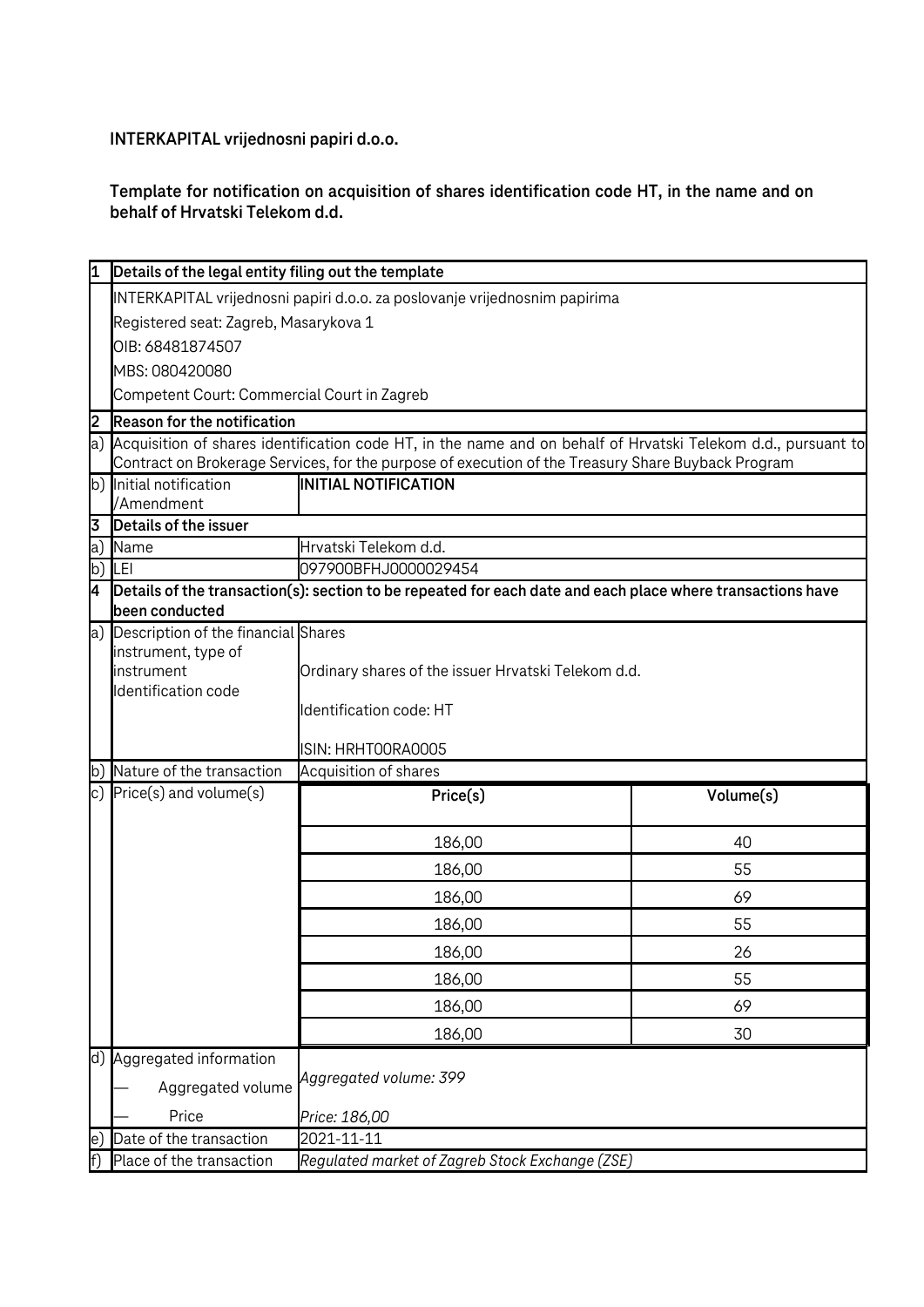**INTERKAPITAL vrijednosni papiri d.o.o.**

**Template for notification on acquisition of shares identification code HT, in the name and on behalf of Hrvatski Telekom d.d.**

| | | | |
|---|---|---|---|
| **1** | **Details of the legal entity filing out the template** | | |
| | INTERKAPITAL vrijednosni papiri d.o.o. za poslovanje vrijednosnim papirima | | |
| | Registered seat: Zagreb, Masarykova 1 | | |
| | OIB: 68481874507 | | |
| | MBS: 080420080 | | |
| | Competent Court: Commercial Court in Zagreb | | |
| **2** | **Reason for the notification** | | |
| a) | Acquisition of shares identification code HT, in the name and on behalf of Hrvatski Telekom d.d., pursuant to Contract on Brokerage Services, for the purpose of execution of the Treasury Share Buyback Program | | |
| b) | Initial notification /Amendment | **INITIAL NOTIFICATION** | |
| **3** | **Details of the issuer** | | |
| a) | Name | Hrvatski Telekom d.d. | |
| b) | LEI | 097900BFHJ0000029454 | |
| **4** | **Details of the transaction(s): section to be repeated for each date and each place where transactions have been conducted** | | |
| a) | Description of the financial instrument, type of instrument Identification code | Shares<br><br>Ordinary shares of the issuer Hrvatski Telekom d.d.<br><br>Identification code: HT<br><br>ISIN: HRHT00RA0005 | |
| b) | Nature of the transaction | Acquisition of shares | |
| c) | Price(s) and volume(s) | **Price(s)** | **Volume(s)** |
| | | 186,00 | 40 |
| | | 186,00 | 55 |
| | | 186,00 | 69 |
| | | 186,00 | 55 |
| | | 186,00 | 26 |
| | | 186,00 | 55 |
| | | 186,00 | 69 |
| | | 186,00 | 30 |
| d) | Aggregated information<br>— Aggregated volume<br>— Price | *Aggregated volume: 399*<br><br>*Price: 186,00* | |
| e) | Date of the transaction | 2021-11-11 | |
| f) | Place of the transaction | *Regulated market of Zagreb Stock Exchange (ZSE)* | |